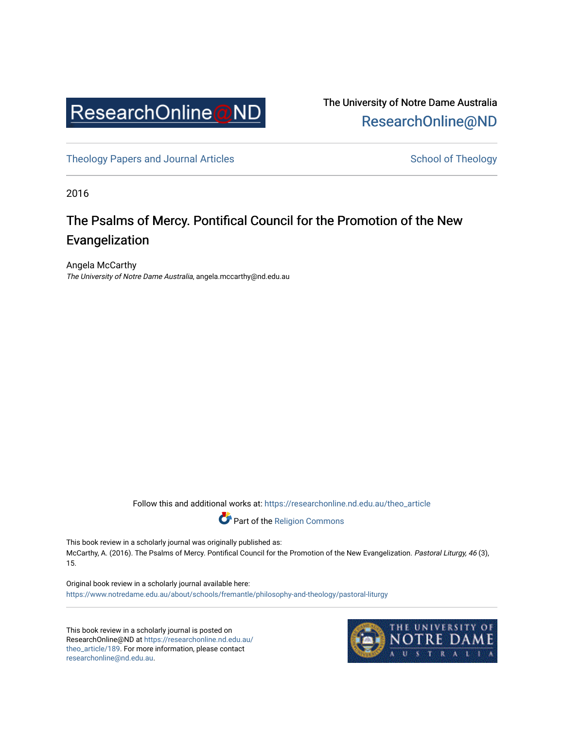ResearchOnline@ND

The University of Notre Dame Australia
ResearchOnline@ND

Theology Papers and Journal Articles

School of Theology

2016

# The Psalms of Mercy. Pontifical Council for the Promotion of the New Evangelization

Angela McCarthy
*The University of Notre Dame Australia*, angela.mccarthy@nd.edu.au

Follow this and additional works at: https://researchonline.nd.edu.au/theo_article

Part of the Religion Commons

This book review in a scholarly journal was originally published as:
McCarthy, A. (2016). The Psalms of Mercy. Pontifical Council for the Promotion of the New Evangelization. *Pastoral Liturgy, 46* (3), 15.

Original book review in a scholarly journal available here:
https://www.notredame.edu.au/about/schools/fremantle/philosophy-and-theology/pastoral-liturgy

This book review in a scholarly journal is posted on ResearchOnline@ND at https://researchonline.nd.edu.au/theo_article/189. For more information, please contact researchonline@nd.edu.au.

THE UNIVERSITY OF NOTRE DAME AUSTRALIA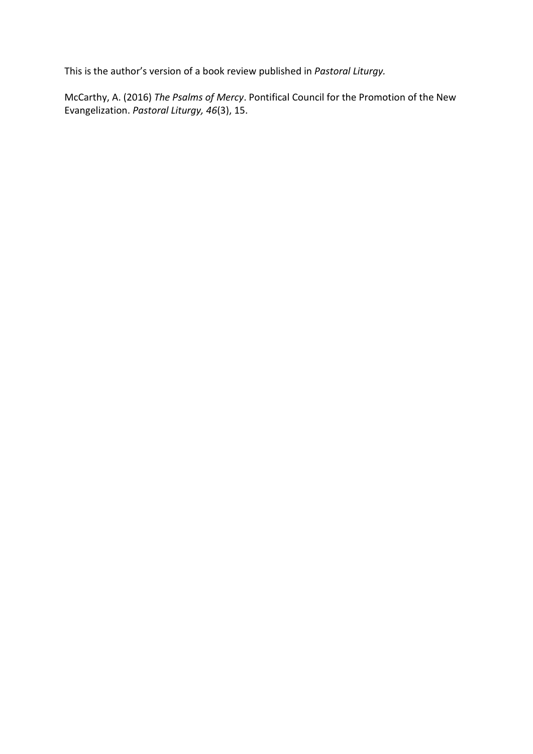This is the author's version of a book review published in *Pastoral Liturgy.*

McCarthy, A. (2016) *The Psalms of Mercy*. Pontifical Council for the Promotion of the New Evangelization. *Pastoral Liturgy, 46*(3), 15.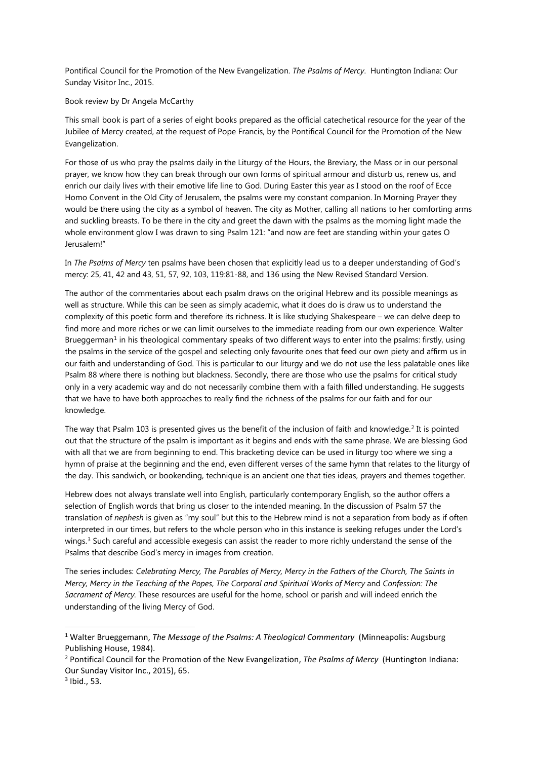Pontifical Council for the Promotion of the New Evangelization. *The Psalms of Mercy*. Huntington Indiana: Our Sunday Visitor Inc., 2015.

Book review by Dr Angela McCarthy

This small book is part of a series of eight books prepared as the official catechetical resource for the year of the Jubilee of Mercy created, at the request of Pope Francis, by the Pontifical Council for the Promotion of the New Evangelization.

For those of us who pray the psalms daily in the Liturgy of the Hours, the Breviary, the Mass or in our personal prayer, we know how they can break through our own forms of spiritual armour and disturb us, renew us, and enrich our daily lives with their emotive life line to God. During Easter this year as I stood on the roof of Ecce Homo Convent in the Old City of Jerusalem, the psalms were my constant companion. In Morning Prayer they would be there using the city as a symbol of heaven. The city as Mother, calling all nations to her comforting arms and suckling breasts. To be there in the city and greet the dawn with the psalms as the morning light made the whole environment glow I was drawn to sing Psalm 121: "and now are feet are standing within your gates O Jerusalem!"

In *The Psalms of Mercy* ten psalms have been chosen that explicitly lead us to a deeper understanding of God's mercy: 25, 41, 42 and 43, 51, 57, 92, 103, 119:81-88, and 136 using the New Revised Standard Version.

The author of the commentaries about each psalm draws on the original Hebrew and its possible meanings as well as structure. While this can be seen as simply academic, what it does do is draw us to understand the complexity of this poetic form and therefore its richness. It is like studying Shakespeare – we can delve deep to find more and more riches or we can limit ourselves to the immediate reading from our own experience. Walter Brueggerman[1] in his theological commentary speaks of two different ways to enter into the psalms: firstly, using the psalms in the service of the gospel and selecting only favourite ones that feed our own piety and affirm us in our faith and understanding of God. This is particular to our liturgy and we do not use the less palatable ones like Psalm 88 where there is nothing but blackness. Secondly, there are those who use the psalms for critical study only in a very academic way and do not necessarily combine them with a faith filled understanding. He suggests that we have to have both approaches to really find the richness of the psalms for our faith and for our knowledge.

The way that Psalm 103 is presented gives us the benefit of the inclusion of faith and knowledge.[2] It is pointed out that the structure of the psalm is important as it begins and ends with the same phrase. We are blessing God with all that we are from beginning to end. This bracketing device can be used in liturgy too where we sing a hymn of praise at the beginning and the end, even different verses of the same hymn that relates to the liturgy of the day. This sandwich, or bookending, technique is an ancient one that ties ideas, prayers and themes together.

Hebrew does not always translate well into English, particularly contemporary English, so the author offers a selection of English words that bring us closer to the intended meaning. In the discussion of Psalm 57 the translation of *nephesh* is given as "my soul" but this to the Hebrew mind is not a separation from body as if often interpreted in our times, but refers to the whole person who in this instance is seeking refuges under the Lord's wings.[3] Such careful and accessible exegesis can assist the reader to more richly understand the sense of the Psalms that describe God's mercy in images from creation.

The series includes: *Celebrating Mercy, The Parables of Mercy, Mercy in the Fathers of the Church, The Saints in Mercy, Mercy in the Teaching of the Popes, The Corporal and Spiritual Works of Mercy* and *Confession: The Sacrament of Mercy.* These resources are useful for the home, school or parish and will indeed enrich the understanding of the living Mercy of God.

---

[1] Walter Brueggemann, *The Message of the Psalms: A Theological Commentary* (Minneapolis: Augsburg Publishing House, 1984).

[2] Pontifical Council for the Promotion of the New Evangelization, *The Psalms of Mercy* (Huntington Indiana: Our Sunday Visitor Inc., 2015), 65.

[3] Ibid., 53.